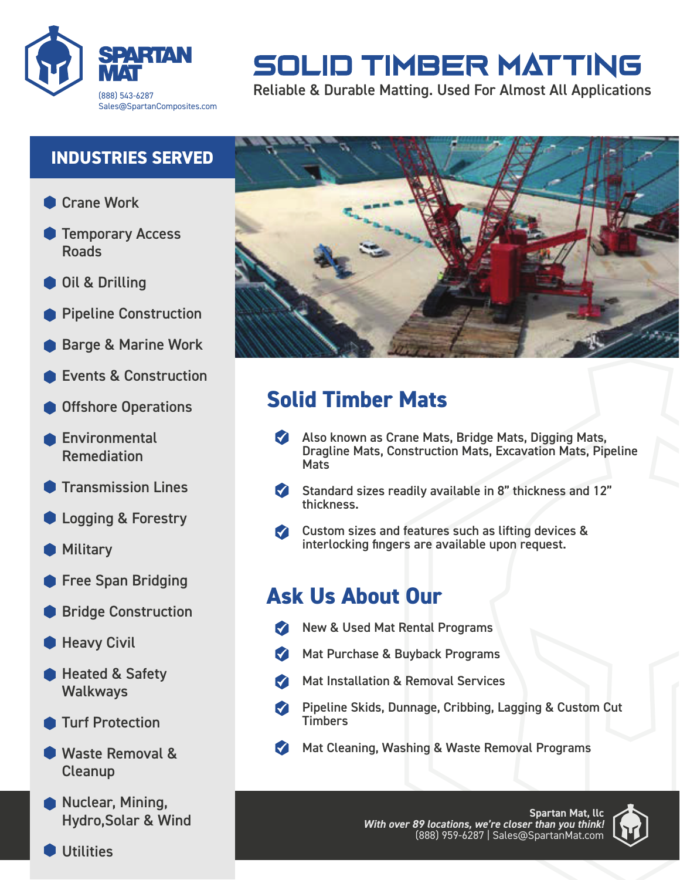**SPARTAN MAT**

(888) 543-6287
Sales@SpartanComposites.com

# SOLID TIMBER MATTING

Reliable & Durable Matting. Used For Almost All Applications

## INDUSTRIES SERVED

- Crane Work
- Temporary Access Roads
- Oil & Drilling
- Pipeline Construction
- Barge & Marine Work
- Events & Construction
- Offshore Operations
- Environmental Remediation
- Transmission Lines
- Logging & Forestry
- Military
- Free Span Bridging
- Bridge Construction
- Heavy Civil
- Heated & Safety Walkways
- Turf Protection
- Waste Removal & Cleanup
- Nuclear, Mining, Hydro,Solar & Wind
- Utilities

## Solid Timber Mats

- Also known as Crane Mats, Bridge Mats, Digging Mats, Dragline Mats, Construction Mats, Excavation Mats, Pipeline Mats
- Standard sizes readily available in 8" thickness and 12" thickness.
- Custom sizes and features such as lifting devices & interlocking fingers are available upon request.

## Ask Us About Our

- New & Used Mat Rental Programs
- Mat Purchase & Buyback Programs
- Mat Installation & Removal Services
- Pipeline Skids, Dunnage, Cribbing, Lagging & Custom Cut Timbers
- Mat Cleaning, Washing & Waste Removal Programs

**Spartan Mat, llc**
***With over 89 locations, we're closer than you think!***
(888) 959-6287 | Sales@SpartanMat.com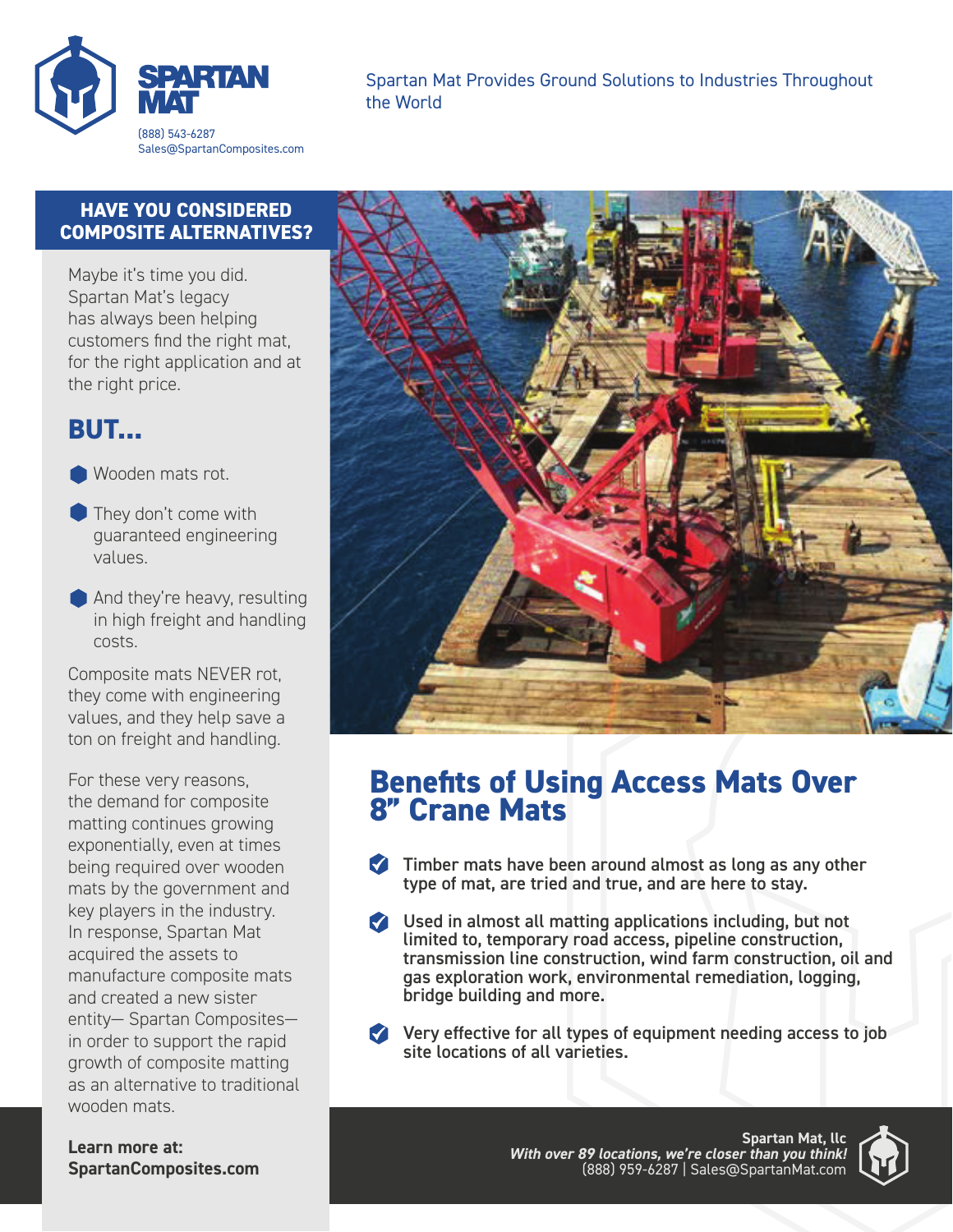SPARTAN MAT

(888) 543-6287
Sales@SpartanComposites.com

Spartan Mat Provides Ground Solutions to Industries Throughout the World

## HAVE YOU CONSIDERED COMPOSITE ALTERNATIVES?

Maybe it's time you did. Spartan Mat's legacy has always been helping customers find the right mat, for the right application and at the right price.

## BUT...

- Wooden mats rot.
- They don't come with guaranteed engineering values.
- And they're heavy, resulting in high freight and handling costs.

Composite mats NEVER rot, they come with engineering values, and they help save a ton on freight and handling.

For these very reasons, the demand for composite matting continues growing exponentially, even at times being required over wooden mats by the government and key players in the industry. In response, Spartan Mat acquired the assets to manufacture composite mats and created a new sister entity— Spartan Composites—in order to support the rapid growth of composite matting as an alternative to traditional wooden mats.

**Learn more at:**
**SpartanComposites.com**

## Benefits of Using Access Mats Over 8" Crane Mats

- **Timber mats have been around almost as long as any other type of mat, are tried and true, and are here to stay.**
- **Used in almost all matting applications including, but not limited to, temporary road access, pipeline construction, transmission line construction, wind farm construction, oil and gas exploration work, environmental remediation, logging, bridge building and more.**
- **Very effective for all types of equipment needing access to job site locations of all varieties.**

**Spartan Mat, llc**
***With over 89 locations, we're closer than you think!***
(888) 959-6287 | Sales@SpartanMat.com